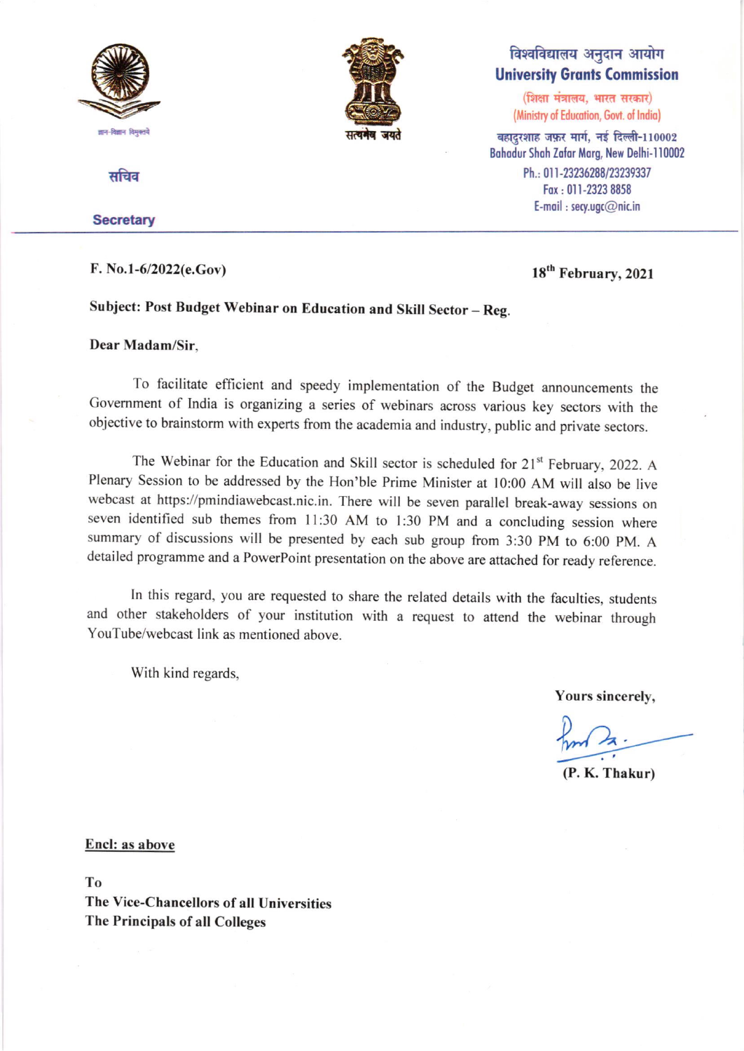ज्ञान-विज्ञान विमुक्तये

सचिव

**Secretary**

सत्यमेव जयते

# विश्वविद्यालय अनुदान आयोग
# University Grants Commission

(शिक्षा मंत्रालय, भारत सरकार)
(Ministry of Education, Govt. of India)

बहादुरशाह ज़फ़र मार्ग, नई दिल्ली-110002
Bahadur Shah Zafar Marg, New Delhi-110002
Ph.: 011-23236288/23239337
Fax : 011-2323 8858
E-mail : secy.ugc@nic.in

---

**F. No.1-6/2022(e.Gov)**

**18th February, 2021**

**Subject: Post Budget Webinar on Education and Skill Sector – Reg.**

**Dear Madam/Sir,**

To facilitate efficient and speedy implementation of the Budget announcements the Government of India is organizing a series of webinars across various key sectors with the objective to brainstorm with experts from the academia and industry, public and private sectors.

The Webinar for the Education and Skill sector is scheduled for 21st February, 2022. A Plenary Session to be addressed by the Hon'ble Prime Minister at 10:00 AM will also be live webcast at https://pmindiawebcast.nic.in. There will be seven parallel break-away sessions on seven identified sub themes from 11:30 AM to 1:30 PM and a concluding session where summary of discussions will be presented by each sub group from 3:30 PM to 6:00 PM. A detailed programme and a PowerPoint presentation on the above are attached for ready reference.

In this regard, you are requested to share the related details with the faculties, students and other stakeholders of your institution with a request to attend the webinar through YouTube/webcast link as mentioned above.

With kind regards,

**Yours sincerely,**

**(P. K. Thakur)**

**Encl: as above**

**To**
**The Vice-Chancellors of all Universities**
**The Principals of all Colleges**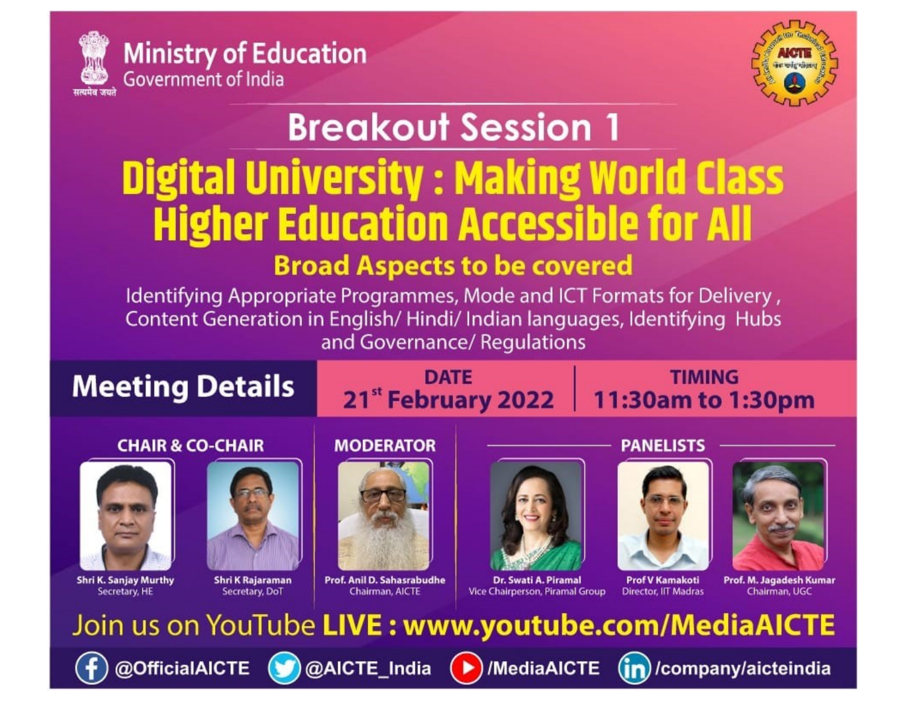Ministry of Education
Government of India

सत्यमेव जयते

# Breakout Session 1

## Digital University : Making World Class Higher Education Accessible for All

### Broad Aspects to be covered

Identifying Appropriate Programmes, Mode and ICT Formats for Delivery , Content Generation in English/ Hindi/ Indian languages, Identifying Hubs and Governance/ Regulations

**Meeting Details**

**DATE**
21st February 2022

**TIMING**
11:30am to 1:30pm

**CHAIR & CO-CHAIR**

Shri K. Sanjay Murthy
Secretary, HE

Shri K Rajaraman
Secretary, DoT

**MODERATOR**

Prof. Anil D. Sahasrabudhe
Chairman, AICTE

**PANELISTS**

Dr. Swati A. Piramal
Vice Chairperson, Piramal Group

Prof V Kamakoti
Director, IIT Madras

Prof. M. Jagadesh Kumar
Chairman, UGC

Join us on YouTube **LIVE : www.youtube.com/MediaAICTE**

@OfficialAICTE @AICTE_India /MediaAICTE /company/aicteindia